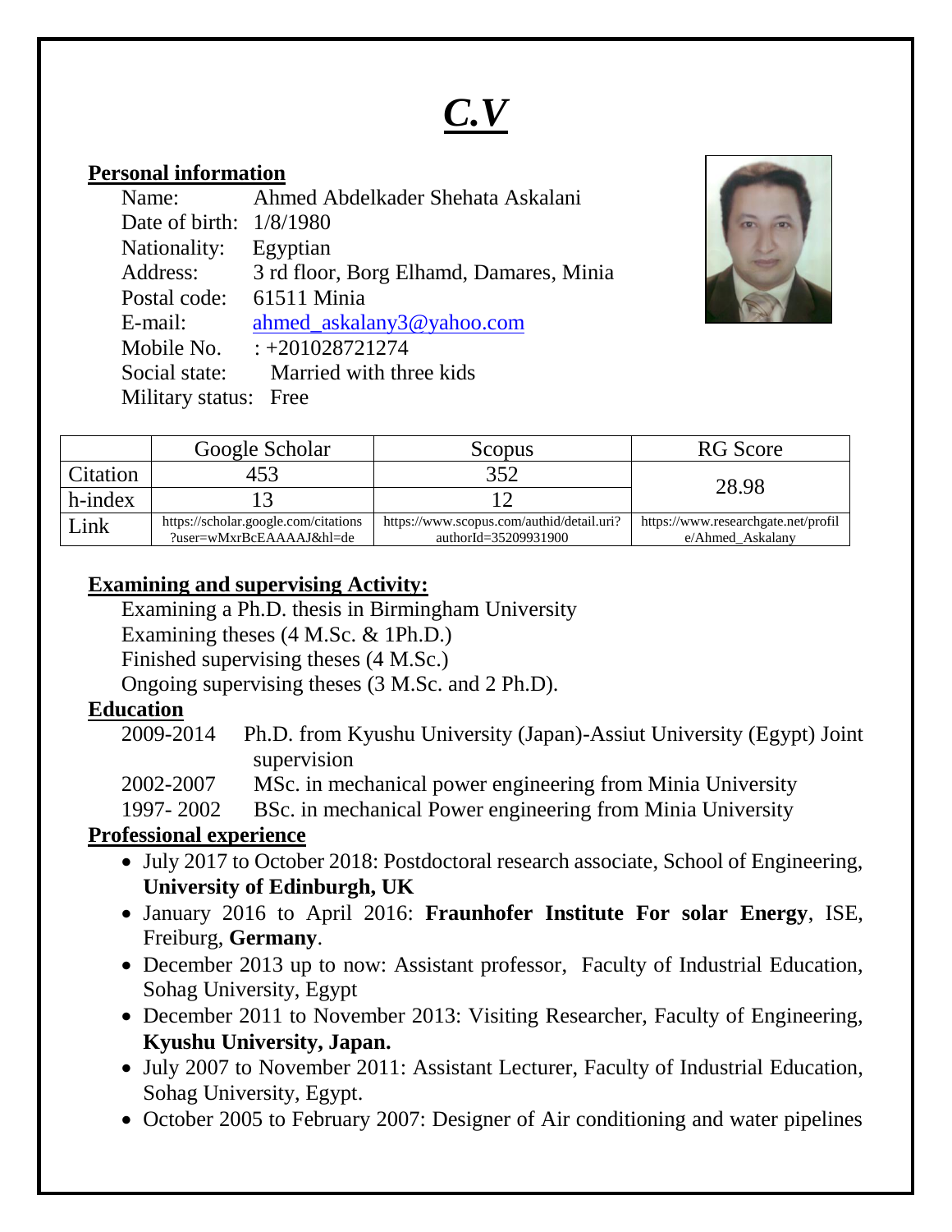# ***C.V***

## Personal information

Name: Ahmed Abdelkader Shehata Askalani
Date of birth: 1/8/1980
Nationality: Egyptian
Address: 3 rd floor, Borg Elhamd, Damares, Minia
Postal code: 61511 Minia
E-mail: ahmed_askalany3@yahoo.com
Mobile No. : +201028721274
Social state: Married with three kids
Military status: Free

| | Google Scholar | Scopus | RG Score |
|---|---|---|---|
| Citation | 453 | 352 | 28.98 |
| h-index | 13 | 12 | |
| Link | https://scholar.google.com/citations?user=wMxrBcEAAAAJ&hl=de | https://www.scopus.com/authid/detail.uri?authorId=35209931900 | https://www.researchgate.net/profile/Ahmed_Askalany |

## Examining and supervising Activity:

Examining a Ph.D. thesis in Birmingham University
Examining theses (4 M.Sc. & 1Ph.D.)
Finished supervising theses (4 M.Sc.)
Ongoing supervising theses (3 M.Sc. and 2 Ph.D).

## Education

2009-2014 Ph.D. from Kyushu University (Japan)-Assiut University (Egypt) Joint supervision
2002-2007 MSc. in mechanical power engineering from Minia University
1997- 2002 BSc. in mechanical Power engineering from Minia University

## Professional experience

- July 2017 to October 2018: Postdoctoral research associate, School of Engineering, **University of Edinburgh, UK**
- January 2016 to April 2016: **Fraunhofer Institute For solar Energy**, ISE, Freiburg, **Germany**.
- December 2013 up to now: Assistant professor, Faculty of Industrial Education, Sohag University, Egypt
- December 2011 to November 2013: Visiting Researcher, Faculty of Engineering, **Kyushu University, Japan.**
- July 2007 to November 2011: Assistant Lecturer, Faculty of Industrial Education, Sohag University, Egypt.
- October 2005 to February 2007: Designer of Air conditioning and water pipelines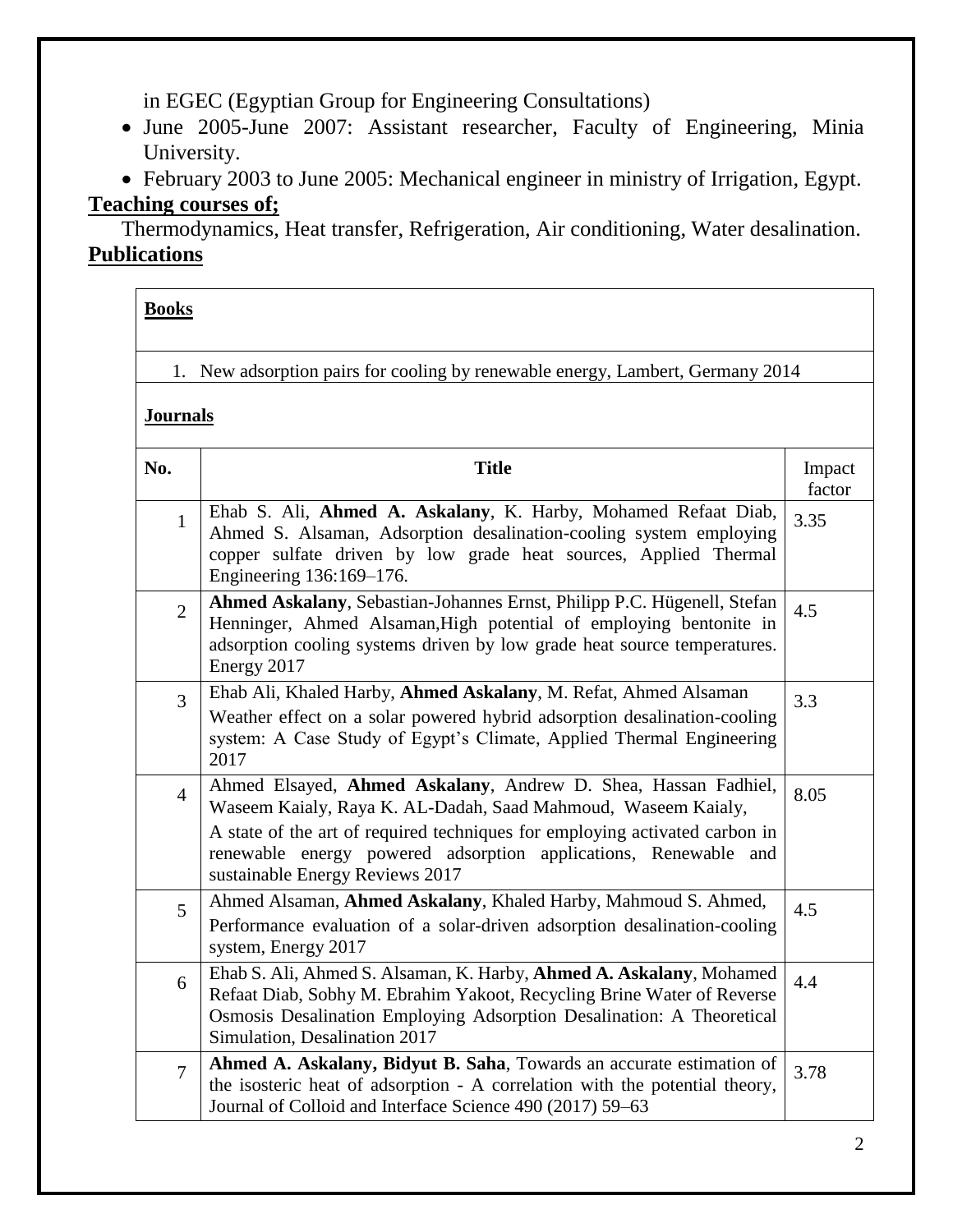in EGEC (Egyptian Group for Engineering Consultations)

- June 2005-June 2007: Assistant researcher, Faculty of Engineering, Minia University.
- February 2003 to June 2005: Mechanical engineer in ministry of Irrigation, Egypt.

**Teaching courses of;**

Thermodynamics, Heat transfer, Refrigeration, Air conditioning, Water desalination.

**Publications**

**Books**

1. New adsorption pairs for cooling by renewable energy, Lambert, Germany 2014

**Journals**

| No. | Title | Impact factor |
|---|---|---|
| 1 | Ehab S. Ali, **Ahmed A. Askalany**, K. Harby, Mohamed Refaat Diab, Ahmed S. Alsaman, Adsorption desalination-cooling system employing copper sulfate driven by low grade heat sources, Applied Thermal Engineering 136:169–176. | 3.35 |
| 2 | **Ahmed Askalany**, Sebastian-Johannes Ernst, Philipp P.C. Hügenell, Stefan Henninger, Ahmed Alsaman,High potential of employing bentonite in adsorption cooling systems driven by low grade heat source temperatures. Energy 2017 | 4.5 |
| 3 | Ehab Ali, Khaled Harby, **Ahmed Askalany**, M. Refat, Ahmed Alsaman Weather effect on a solar powered hybrid adsorption desalination-cooling system: A Case Study of Egypt's Climate, Applied Thermal Engineering 2017 | 3.3 |
| 4 | Ahmed Elsayed, **Ahmed Askalany**, Andrew D. Shea, Hassan Fadhiel, Waseem Kaialy, Raya K. AL-Dadah, Saad Mahmoud, Waseem Kaialy, A state of the art of required techniques for employing activated carbon in renewable energy powered adsorption applications, Renewable and sustainable Energy Reviews 2017 | 8.05 |
| 5 | Ahmed Alsaman, **Ahmed Askalany**, Khaled Harby, Mahmoud S. Ahmed, Performance evaluation of a solar-driven adsorption desalination-cooling system, Energy 2017 | 4.5 |
| 6 | Ehab S. Ali, Ahmed S. Alsaman, K. Harby, **Ahmed A. Askalany**, Mohamed Refaat Diab, Sobhy M. Ebrahim Yakoot, Recycling Brine Water of Reverse Osmosis Desalination Employing Adsorption Desalination: A Theoretical Simulation, Desalination 2017 | 4.4 |
| 7 | **Ahmed A. Askalany, Bidyut B. Saha**, Towards an accurate estimation of the isosteric heat of adsorption - A correlation with the potential theory, Journal of Colloid and Interface Science 490 (2017) 59–63 | 3.78 |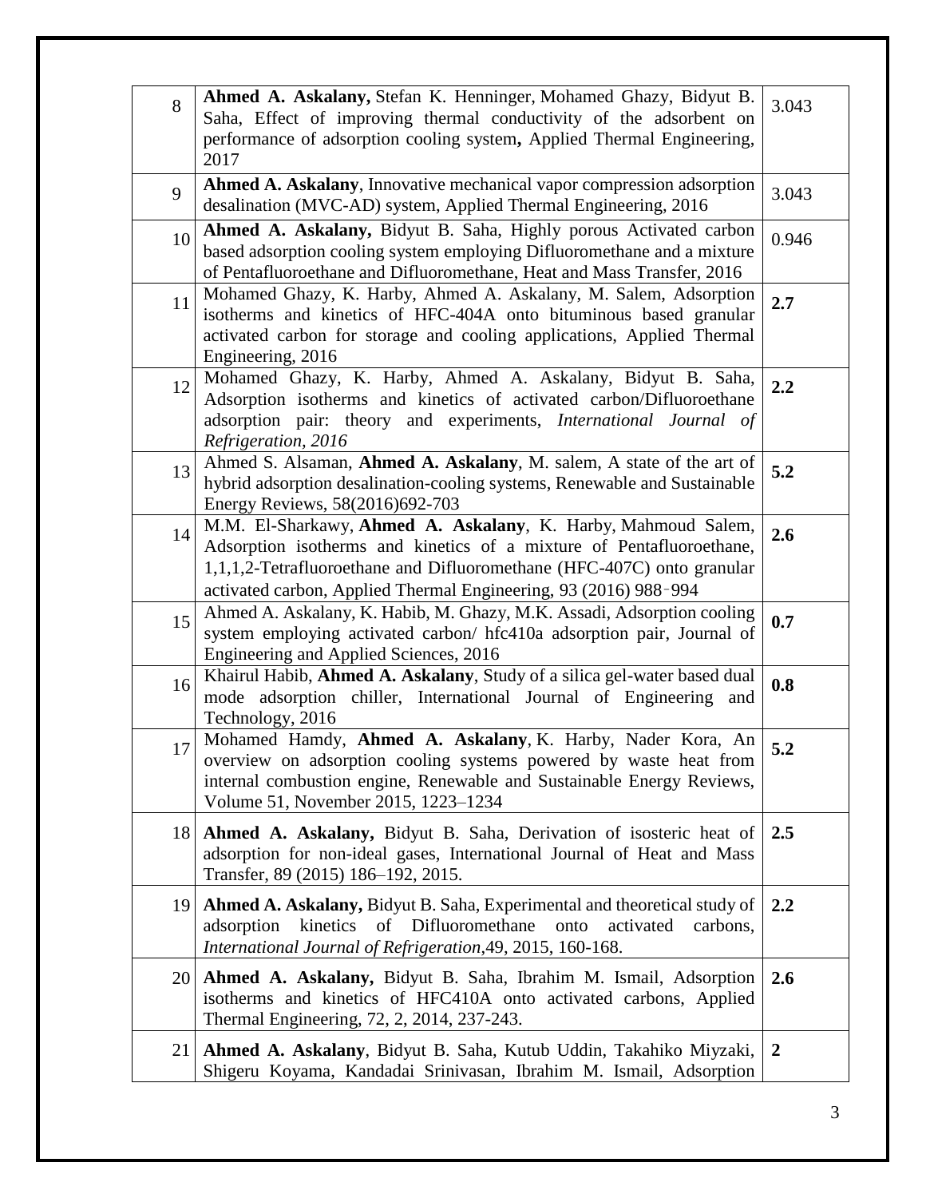| | | |
|---|---|---|
| 8 | **Ahmed A. Askalany,** Stefan K. Henninger, Mohamed Ghazy, Bidyut B. Saha, Effect of improving thermal conductivity of the adsorbent on performance of adsorption cooling system**,** Applied Thermal Engineering, 2017 | 3.043 |
| 9 | **Ahmed A. Askalany**, Innovative mechanical vapor compression adsorption desalination (MVC-AD) system, Applied Thermal Engineering, 2016 | 3.043 |
| 10 | **Ahmed A. Askalany,** Bidyut B. Saha, Highly porous Activated carbon based adsorption cooling system employing Difluoromethane and a mixture of Pentafluoroethane and Difluoromethane, Heat and Mass Transfer, 2016 | 0.946 |
| 11 | Mohamed Ghazy, K. Harby, Ahmed A. Askalany, M. Salem, Adsorption isotherms and kinetics of HFC-404A onto bituminous based granular activated carbon for storage and cooling applications, Applied Thermal Engineering, 2016 | **2.7** |
| 12 | Mohamed Ghazy, K. Harby, Ahmed A. Askalany, Bidyut B. Saha, Adsorption isotherms and kinetics of activated carbon/Difluoroethane adsorption pair: theory and experiments, *International Journal of Refrigeration, 2016* | **2.2** |
| 13 | Ahmed S. Alsaman, **Ahmed A. Askalany**, M. salem, A state of the art of hybrid adsorption desalination-cooling systems, Renewable and Sustainable Energy Reviews, 58(2016)692-703 | **5.2** |
| 14 | M.M. El-Sharkawy, **Ahmed A. Askalany**, K. Harby, Mahmoud Salem, Adsorption isotherms and kinetics of a mixture of Pentafluoroethane, 1,1,1,2-Tetrafluoroethane and Difluoromethane (HFC-407C) onto granular activated carbon, Applied Thermal Engineering, 93 (2016) 988–994 | **2.6** |
| 15 | Ahmed A. Askalany, K. Habib, M. Ghazy, M.K. Assadi, Adsorption cooling system employing activated carbon/ hfc410a adsorption pair, Journal of Engineering and Applied Sciences, 2016 | **0.7** |
| 16 | Khairul Habib, **Ahmed A. Askalany**, Study of a silica gel-water based dual mode adsorption chiller, International Journal of Engineering and Technology, 2016 | **0.8** |
| 17 | Mohamed Hamdy, **Ahmed A. Askalany**, K. Harby, Nader Kora, An overview on adsorption cooling systems powered by waste heat from internal combustion engine, Renewable and Sustainable Energy Reviews, Volume 51, November 2015, 1223–1234 | **5.2** |
| 18 | **Ahmed A. Askalany,** Bidyut B. Saha, Derivation of isosteric heat of adsorption for non-ideal gases, International Journal of Heat and Mass Transfer, 89 (2015) 186–192, 2015. | **2.5** |
| 19 | **Ahmed A. Askalany,** Bidyut B. Saha, Experimental and theoretical study of adsorption kinetics of Difluoromethane onto activated carbons, *International Journal of Refrigeration*,49, 2015, 160-168. | **2.2** |
| 20 | **Ahmed A. Askalany,** Bidyut B. Saha, Ibrahim M. Ismail, Adsorption isotherms and kinetics of HFC410A onto activated carbons, Applied Thermal Engineering, 72, 2, 2014, 237-243. | **2.6** |
| 21 | **Ahmed A. Askalany**, Bidyut B. Saha, Kutub Uddin, Takahiko Miyzaki, Shigeru Koyama, Kandadai Srinivasan, Ibrahim M. Ismail, Adsorption | **2** |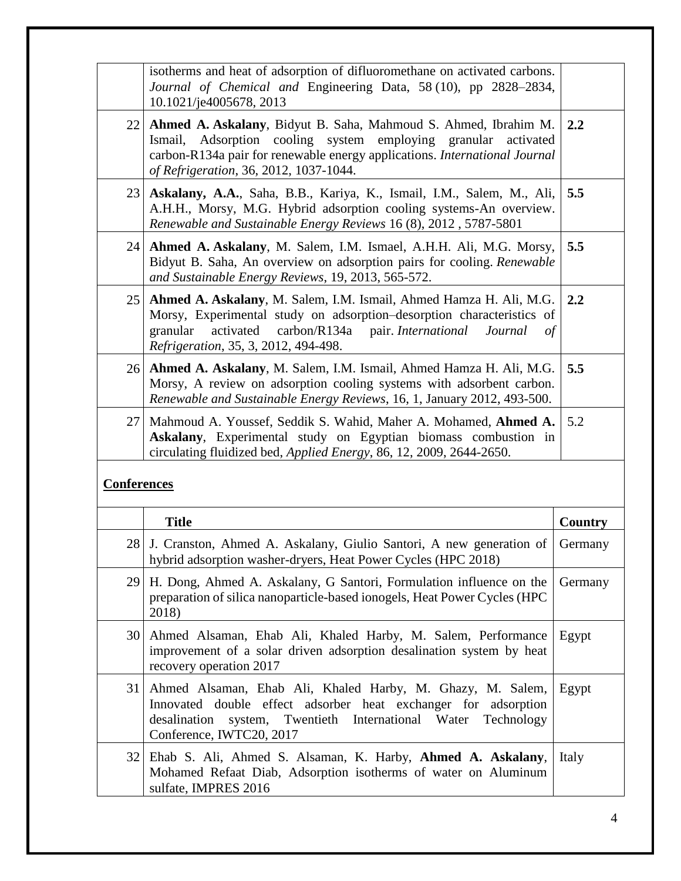| | | |
|---|---|---|
| | isotherms and heat of adsorption of difluoromethane on activated carbons. *Journal of Chemical and* Engineering Data, 58 (10), pp 2828–2834, 10.1021/je4005678, 2013 | |
| 22 | **Ahmed A. Askalany**, Bidyut B. Saha, Mahmoud S. Ahmed, Ibrahim M. Ismail, Adsorption cooling system employing granular activated carbon-R134a pair for renewable energy applications. *International Journal of Refrigeration*, 36, 2012, 1037-1044. | **2.2** |
| 23 | **Askalany, A.A.**, Saha, B.B., Kariya, K., Ismail, I.M., Salem, M., Ali, A.H.H., Morsy, M.G. Hybrid adsorption cooling systems-An overview. *Renewable and Sustainable Energy Reviews* 16 (8), 2012 , 5787-5801 | **5.5** |
| 24 | **Ahmed A. Askalany**, M. Salem, I.M. Ismael, A.H.H. Ali, M.G. Morsy, Bidyut B. Saha, An overview on adsorption pairs for cooling. *Renewable and Sustainable Energy Reviews*, 19, 2013, 565-572. | **5.5** |
| 25 | **Ahmed A. Askalany**, M. Salem, I.M. Ismail, Ahmed Hamza H. Ali, M.G. Morsy, Experimental study on adsorption–desorption characteristics of granular activated carbon/R134a pair. *International Journal of Refrigeration*, 35, 3, 2012, 494-498. | **2.2** |
| 26 | **Ahmed A. Askalany**, M. Salem, I.M. Ismail, Ahmed Hamza H. Ali, M.G. Morsy, A review on adsorption cooling systems with adsorbent carbon. *Renewable and Sustainable Energy Reviews*, 16, 1, January 2012, 493-500. | **5.5** |
| 27 | Mahmoud A. Youssef, Seddik S. Wahid, Maher A. Mohamed, **Ahmed A. Askalany**, Experimental study on Egyptian biomass combustion in circulating fluidized bed, *Applied Energy*, 86, 12, 2009, 2644-2650. | 5.2 |

**Conferences**

| | **Title** | **Country** |
|---|---|---|
| 28 | J. Cranston, Ahmed A. Askalany, Giulio Santori, A new generation of hybrid adsorption washer-dryers, Heat Power Cycles (HPC 2018) | Germany |
| 29 | H. Dong, Ahmed A. Askalany, G Santori, Formulation influence on the preparation of silica nanoparticle-based ionogels, Heat Power Cycles (HPC 2018) | Germany |
| 30 | Ahmed Alsaman, Ehab Ali, Khaled Harby, M. Salem, Performance improvement of a solar driven adsorption desalination system by heat recovery operation 2017 | Egypt |
| 31 | Ahmed Alsaman, Ehab Ali, Khaled Harby, M. Ghazy, M. Salem, Innovated double effect adsorber heat exchanger for adsorption desalination system, Twentieth International Water Technology Conference, IWTC20, 2017 | Egypt |
| 32 | Ehab S. Ali, Ahmed S. Alsaman, K. Harby, **Ahmed A. Askalany**, Mohamed Refaat Diab, Adsorption isotherms of water on Aluminum sulfate, IMPRES 2016 | Italy |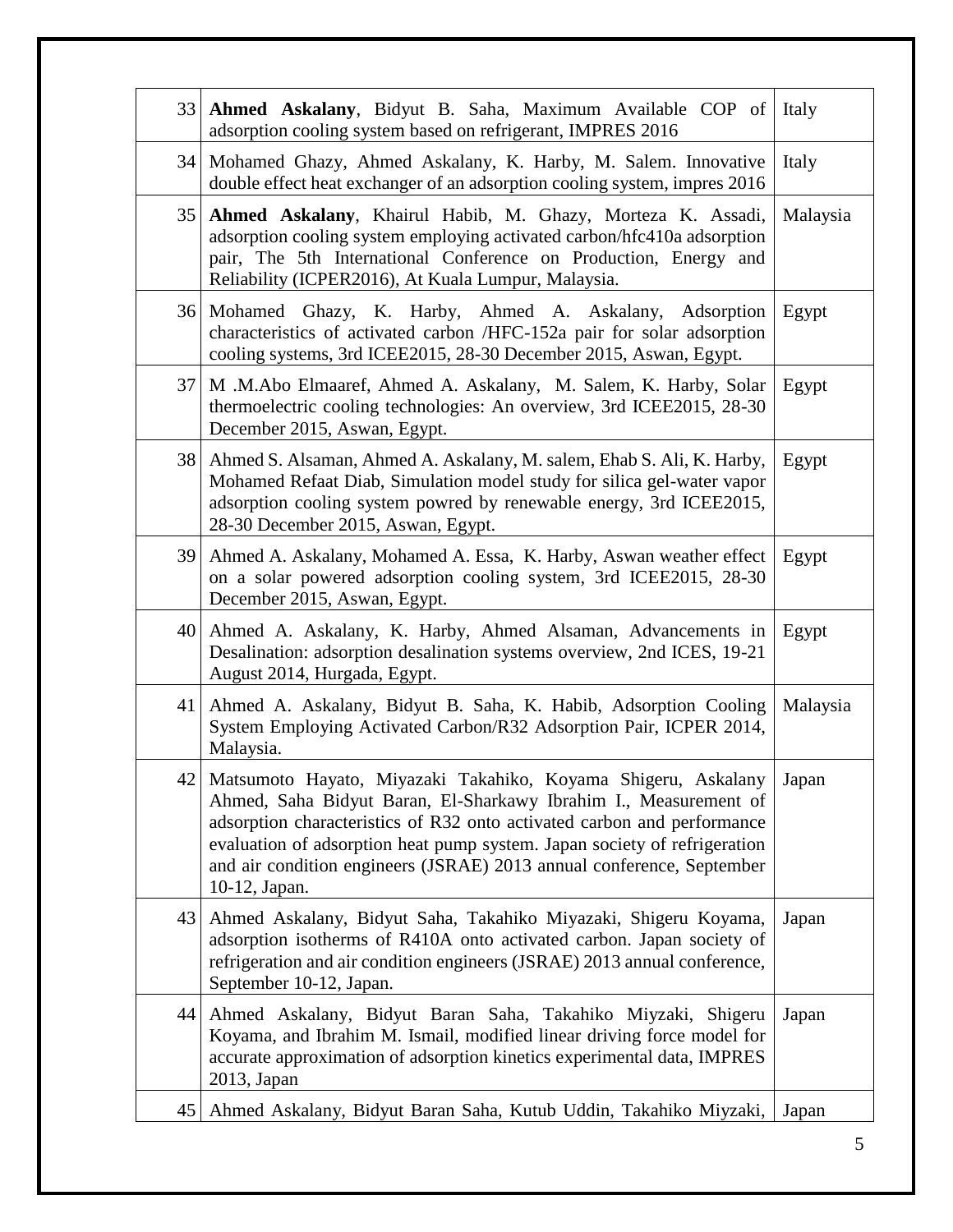| | | |
|---|---|---|
| 33 | **Ahmed Askalany**, Bidyut B. Saha, Maximum Available COP of adsorption cooling system based on refrigerant, IMPRES 2016 | Italy |
| 34 | Mohamed Ghazy, Ahmed Askalany, K. Harby, M. Salem. Innovative double effect heat exchanger of an adsorption cooling system, impres 2016 | Italy |
| 35 | **Ahmed Askalany**, Khairul Habib, M. Ghazy, Morteza K. Assadi, adsorption cooling system employing activated carbon/hfc410a adsorption pair, The 5th International Conference on Production, Energy and Reliability (ICPER2016), At Kuala Lumpur, Malaysia. | Malaysia |
| 36 | Mohamed Ghazy, K. Harby, Ahmed A. Askalany, Adsorption characteristics of activated carbon /HFC-152a pair for solar adsorption cooling systems, 3rd ICEE2015, 28-30 December 2015, Aswan, Egypt. | Egypt |
| 37 | M .M.Abo Elmaaref, Ahmed A. Askalany, M. Salem, K. Harby, Solar thermoelectric cooling technologies: An overview, 3rd ICEE2015, 28-30 December 2015, Aswan, Egypt. | Egypt |
| 38 | Ahmed S. Alsaman, Ahmed A. Askalany, M. salem, Ehab S. Ali, K. Harby, Mohamed Refaat Diab, Simulation model study for silica gel-water vapor adsorption cooling system powred by renewable energy, 3rd ICEE2015, 28-30 December 2015, Aswan, Egypt. | Egypt |
| 39 | Ahmed A. Askalany, Mohamed A. Essa, K. Harby, Aswan weather effect on a solar powered adsorption cooling system, 3rd ICEE2015, 28-30 December 2015, Aswan, Egypt. | Egypt |
| 40 | Ahmed A. Askalany, K. Harby, Ahmed Alsaman, Advancements in Desalination: adsorption desalination systems overview, 2nd ICES, 19-21 August 2014, Hurgada, Egypt. | Egypt |
| 41 | Ahmed A. Askalany, Bidyut B. Saha, K. Habib, Adsorption Cooling System Employing Activated Carbon/R32 Adsorption Pair, ICPER 2014, Malaysia. | Malaysia |
| 42 | Matsumoto Hayato, Miyazaki Takahiko, Koyama Shigeru, Askalany Ahmed, Saha Bidyut Baran, El-Sharkawy Ibrahim I., Measurement of adsorption characteristics of R32 onto activated carbon and performance evaluation of adsorption heat pump system. Japan society of refrigeration and air condition engineers (JSRAE) 2013 annual conference, September 10-12, Japan. | Japan |
| 43 | Ahmed Askalany, Bidyut Saha, Takahiko Miyazaki, Shigeru Koyama, adsorption isotherms of R410A onto activated carbon. Japan society of refrigeration and air condition engineers (JSRAE) 2013 annual conference, September 10-12, Japan. | Japan |
| 44 | Ahmed Askalany, Bidyut Baran Saha, Takahiko Miyzaki, Shigeru Koyama, and Ibrahim M. Ismail, modified linear driving force model for accurate approximation of adsorption kinetics experimental data, IMPRES 2013, Japan | Japan |
| 45 | Ahmed Askalany, Bidyut Baran Saha, Kutub Uddin, Takahiko Miyzaki, | Japan |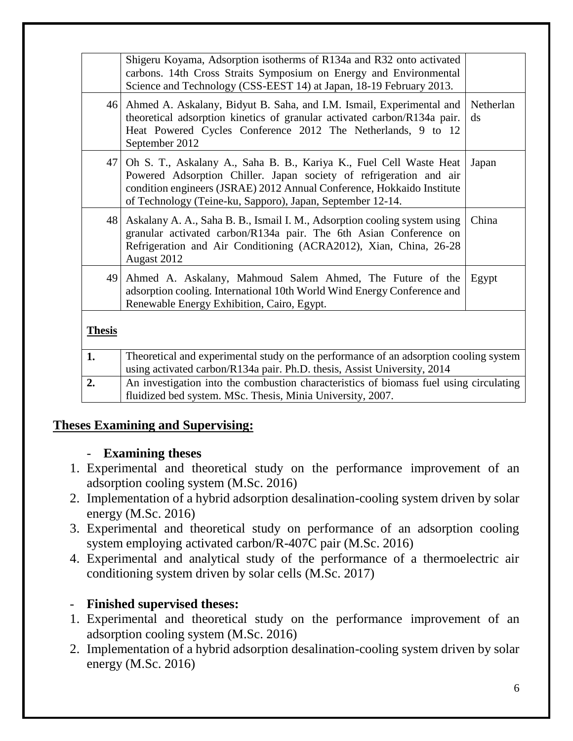| | | |
|---|---|---|
| | Shigeru Koyama, Adsorption isotherms of R134a and R32 onto activated carbons. 14th Cross Straits Symposium on Energy and Environmental Science and Technology (CSS-EEST 14) at Japan, 18-19 February 2013. | |
| 46 | Ahmed A. Askalany, Bidyut B. Saha, and I.M. Ismail, Experimental and theoretical adsorption kinetics of granular activated carbon/R134a pair. Heat Powered Cycles Conference 2012 The Netherlands, 9 to 12 September 2012 | Netherlands |
| 47 | Oh S. T., Askalany A., Saha B. B., Kariya K., Fuel Cell Waste Heat Powered Adsorption Chiller. Japan society of refrigeration and air condition engineers (JSRAE) 2012 Annual Conference, Hokkaido Institute of Technology (Teine-ku, Sapporo), Japan, September 12-14. | Japan |
| 48 | Askalany A. A., Saha B. B., Ismail I. M., Adsorption cooling system using granular activated carbon/R134a pair. The 6th Asian Conference on Refrigeration and Air Conditioning (ACRA2012), Xian, China, 26-28 Augast 2012 | China |
| 49 | Ahmed A. Askalany, Mahmoud Salem Ahmed, The Future of the adsorption cooling. International 10th World Wind Energy Conference and Renewable Energy Exhibition, Cairo, Egypt. | Egypt |

**Thesis**

| | |
|---|---|
| **1.** | Theoretical and experimental study on the performance of an adsorption cooling system using activated carbon/R134a pair. Ph.D. thesis, Assist University, 2014 |
| **2.** | An investigation into the combustion characteristics of biomass fuel using circulating fluidized bed system. MSc. Thesis, Minia University, 2007. |

## Theses Examining and Supervising:

- **Examining theses**

1. Experimental and theoretical study on the performance improvement of an adsorption cooling system (M.Sc. 2016)
2. Implementation of a hybrid adsorption desalination-cooling system driven by solar energy (M.Sc. 2016)
3. Experimental and theoretical study on performance of an adsorption cooling system employing activated carbon/R-407C pair (M.Sc. 2016)
4. Experimental and analytical study of the performance of a thermoelectric air conditioning system driven by solar cells (M.Sc. 2017)

- **Finished supervised theses:**

1. Experimental and theoretical study on the performance improvement of an adsorption cooling system (M.Sc. 2016)
2. Implementation of a hybrid adsorption desalination-cooling system driven by solar energy (M.Sc. 2016)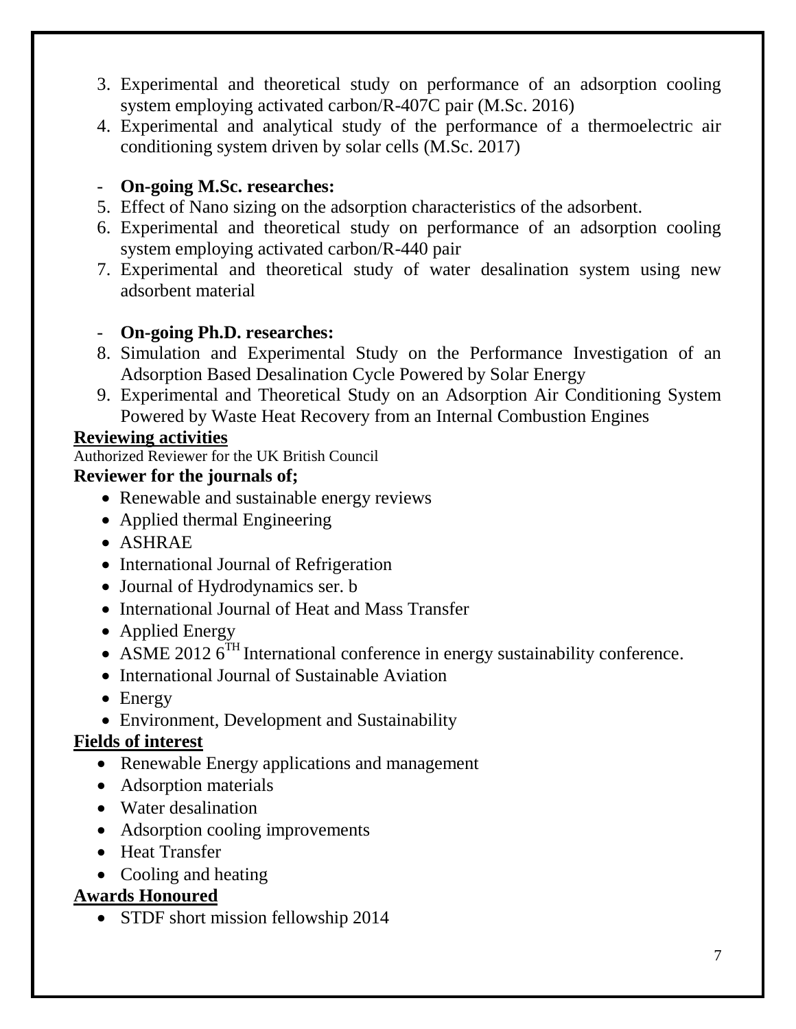3. Experimental and theoretical study on performance of an adsorption cooling system employing activated carbon/R-407C pair (M.Sc. 2016)
4. Experimental and analytical study of the performance of a thermoelectric air conditioning system driven by solar cells (M.Sc. 2017)

- **On-going M.Sc. researches:**

5. Effect of Nano sizing on the adsorption characteristics of the adsorbent.
6. Experimental and theoretical study on performance of an adsorption cooling system employing activated carbon/R-440 pair
7. Experimental and theoretical study of water desalination system using new adsorbent material

- **On-going Ph.D. researches:**

8. Simulation and Experimental Study on the Performance Investigation of an Adsorption Based Desalination Cycle Powered by Solar Energy
9. Experimental and Theoretical Study on an Adsorption Air Conditioning System Powered by Waste Heat Recovery from an Internal Combustion Engines

**Reviewing activities**

Authorized Reviewer for the UK British Council

**Reviewer for the journals of;**

- Renewable and sustainable energy reviews
- Applied thermal Engineering
- ASHRAE
- International Journal of Refrigeration
- Journal of Hydrodynamics ser. b
- International Journal of Heat and Mass Transfer
- Applied Energy
- ASME 2012 6$^{TH}$ International conference in energy sustainability conference.
- International Journal of Sustainable Aviation
- Energy
- Environment, Development and Sustainability

**Fields of interest**

- Renewable Energy applications and management
- Adsorption materials
- Water desalination
- Adsorption cooling improvements
- Heat Transfer
- Cooling and heating

**Awards Honoured**

- STDF short mission fellowship 2014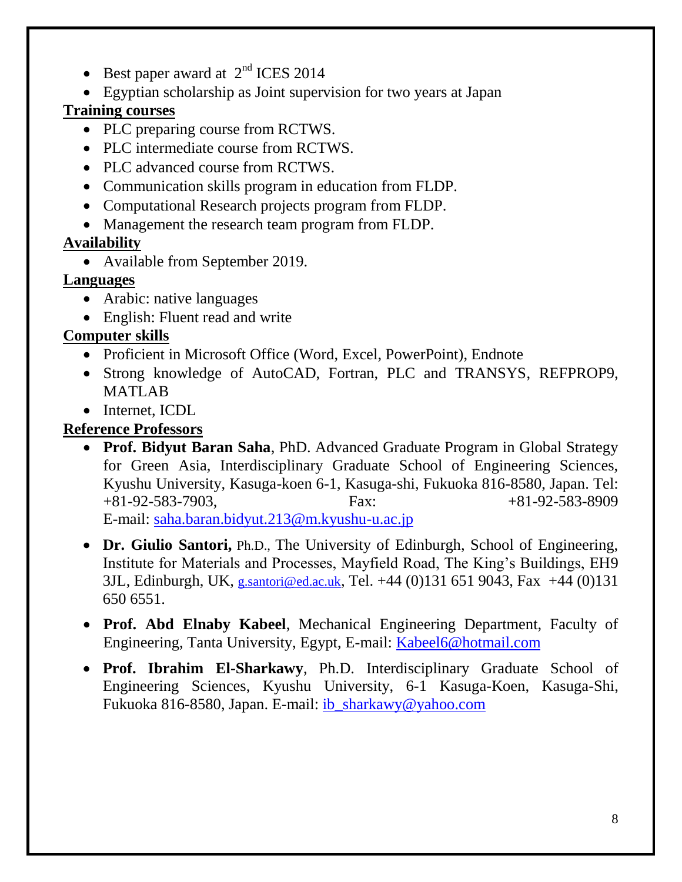- Best paper award at 2nd ICES 2014
- Egyptian scholarship as Joint supervision for two years at Japan

## Training courses

- PLC preparing course from RCTWS.
- PLC intermediate course from RCTWS.
- PLC advanced course from RCTWS.
- Communication skills program in education from FLDP.
- Computational Research projects program from FLDP.
- Management the research team program from FLDP.

## Availability

- Available from September 2019.

## Languages

- Arabic: native languages
- English: Fluent read and write

## Computer skills

- Proficient in Microsoft Office (Word, Excel, PowerPoint), Endnote
- Strong knowledge of AutoCAD, Fortran, PLC and TRANSYS, REFPROP9, MATLAB
- Internet, ICDL

## Reference Professors

- **Prof. Bidyut Baran Saha**, PhD. Advanced Graduate Program in Global Strategy for Green Asia, Interdisciplinary Graduate School of Engineering Sciences, Kyushu University, Kasuga-koen 6-1, Kasuga-shi, Fukuoka 816-8580, Japan. Tel: +81-92-583-7903, Fax: +81-92-583-8909 E-mail: saha.baran.bidyut.213@m.kyushu-u.ac.jp

- **Dr. Giulio Santori,** Ph.D., The University of Edinburgh, School of Engineering, Institute for Materials and Processes, Mayfield Road, The King's Buildings, EH9 3JL, Edinburgh, UK, g.santori@ed.ac.uk, Tel. +44 (0)131 651 9043, Fax +44 (0)131 650 6551.

- **Prof. Abd Elnaby Kabeel**, Mechanical Engineering Department, Faculty of Engineering, Tanta University, Egypt, E-mail: Kabeel6@hotmail.com

- **Prof. Ibrahim El-Sharkawy**, Ph.D. Interdisciplinary Graduate School of Engineering Sciences, Kyushu University, 6-1 Kasuga-Koen, Kasuga-Shi, Fukuoka 816-8580, Japan. E-mail: ib_sharkawy@yahoo.com